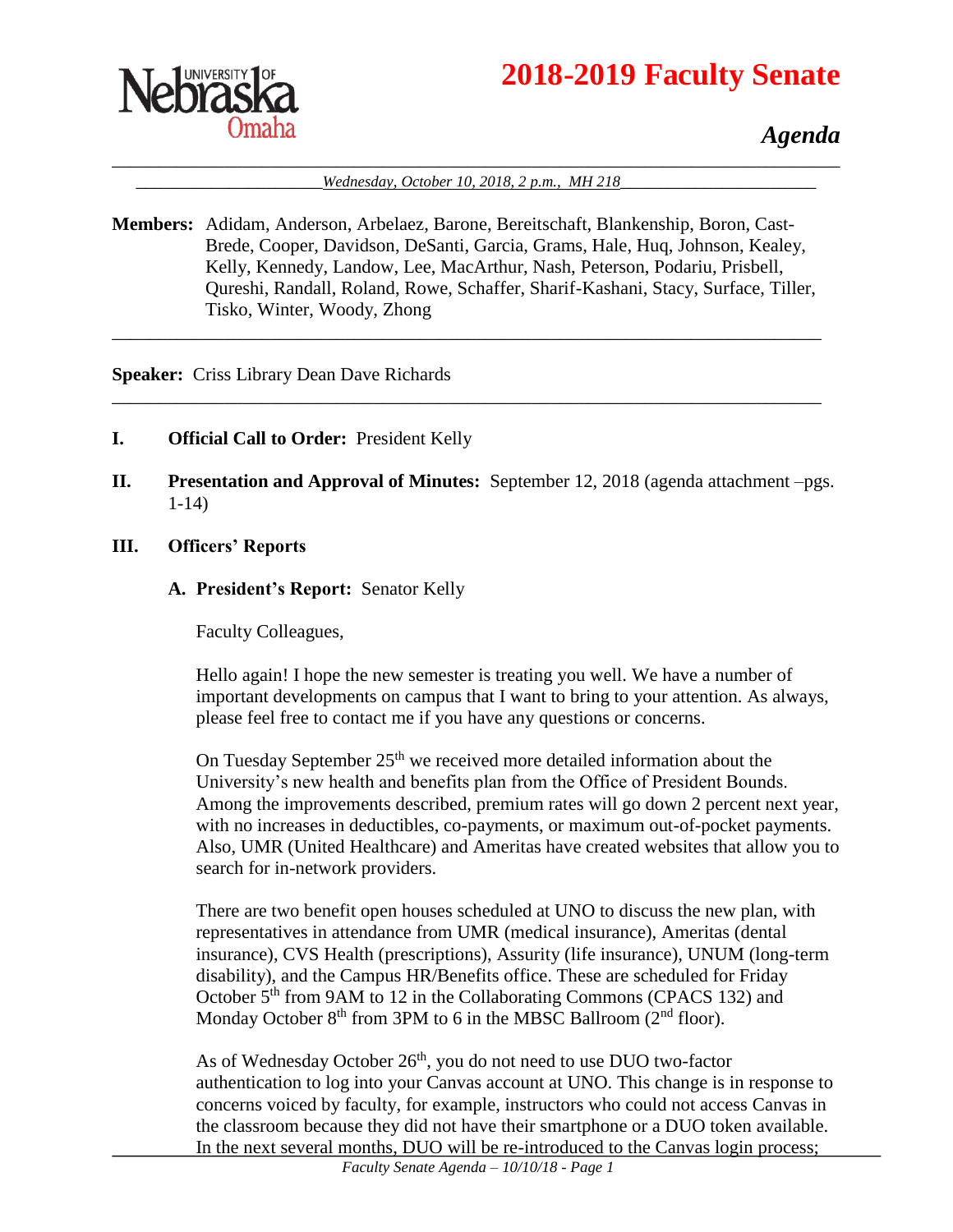# 2018-2019 Faculty Senate

## *Agenda*

*Wednesday, October 10, 2018, 2 p.m., MH 218*

**Members:** Adidam, Anderson, Arbelaez, Barone, Bereitschaft, Blankenship, Boron, Cast-Brede, Cooper, Davidson, DeSanti, Garcia, Grams, Hale, Huq, Johnson, Kealey, Kelly, Kennedy, Landow, Lee, MacArthur, Nash, Peterson, Podariu, Prisbell, Qureshi, Randall, Roland, Rowe, Schaffer, Sharif-Kashani, Stacy, Surface, Tiller, Tisko, Winter, Woody, Zhong

---

**Speaker:** Criss Library Dean Dave Richards

---

**I. Official Call to Order:** President Kelly

**II. Presentation and Approval of Minutes:** September 12, 2018 (agenda attachment –pgs. 1-14)

**III. Officers' Reports**

**A. President's Report:** Senator Kelly

Faculty Colleagues,

Hello again! I hope the new semester is treating you well. We have a number of important developments on campus that I want to bring to your attention. As always, please feel free to contact me if you have any questions or concerns.

On Tuesday September 25th we received more detailed information about the University's new health and benefits plan from the Office of President Bounds. Among the improvements described, premium rates will go down 2 percent next year, with no increases in deductibles, co-payments, or maximum out-of-pocket payments. Also, UMR (United Healthcare) and Ameritas have created websites that allow you to search for in-network providers.

There are two benefit open houses scheduled at UNO to discuss the new plan, with representatives in attendance from UMR (medical insurance), Ameritas (dental insurance), CVS Health (prescriptions), Assurity (life insurance), UNUM (long-term disability), and the Campus HR/Benefits office. These are scheduled for Friday October 5th from 9AM to 12 in the Collaborating Commons (CPACS 132) and Monday October 8th from 3PM to 6 in the MBSC Ballroom (2nd floor).

As of Wednesday October 26th, you do not need to use DUO two-factor authentication to log into your Canvas account at UNO. This change is in response to concerns voiced by faculty, for example, instructors who could not access Canvas in the classroom because they did not have their smartphone or a DUO token available. In the next several months, DUO will be re-introduced to the Canvas login process;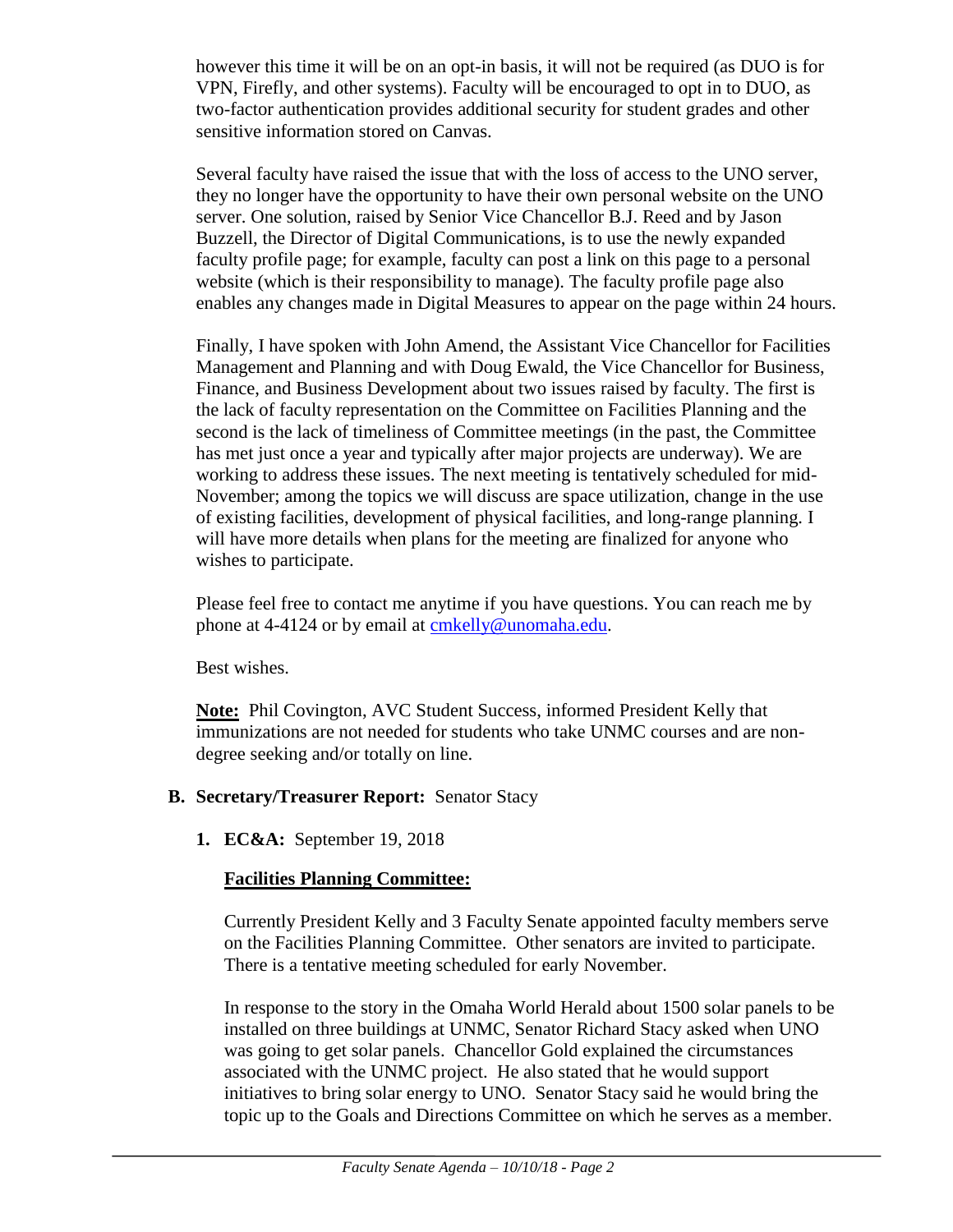however this time it will be on an opt-in basis, it will not be required (as DUO is for VPN, Firefly, and other systems). Faculty will be encouraged to opt in to DUO, as two-factor authentication provides additional security for student grades and other sensitive information stored on Canvas.

Several faculty have raised the issue that with the loss of access to the UNO server, they no longer have the opportunity to have their own personal website on the UNO server. One solution, raised by Senior Vice Chancellor B.J. Reed and by Jason Buzzell, the Director of Digital Communications, is to use the newly expanded faculty profile page; for example, faculty can post a link on this page to a personal website (which is their responsibility to manage). The faculty profile page also enables any changes made in Digital Measures to appear on the page within 24 hours.

Finally, I have spoken with John Amend, the Assistant Vice Chancellor for Facilities Management and Planning and with Doug Ewald, the Vice Chancellor for Business, Finance, and Business Development about two issues raised by faculty. The first is the lack of faculty representation on the Committee on Facilities Planning and the second is the lack of timeliness of Committee meetings (in the past, the Committee has met just once a year and typically after major projects are underway). We are working to address these issues. The next meeting is tentatively scheduled for mid-November; among the topics we will discuss are space utilization, change in the use of existing facilities, development of physical facilities, and long-range planning. I will have more details when plans for the meeting are finalized for anyone who wishes to participate.

Please feel free to contact me anytime if you have questions. You can reach me by phone at 4-4124 or by email at cmkelly@unomaha.edu.

Best wishes.

**Note:** Phil Covington, AVC Student Success, informed President Kelly that immunizations are not needed for students who take UNMC courses and are non-degree seeking and/or totally on line.

**B. Secretary/Treasurer Report:** Senator Stacy

**1. EC&A:** September 19, 2018

**Facilities Planning Committee:**

Currently President Kelly and 3 Faculty Senate appointed faculty members serve on the Facilities Planning Committee. Other senators are invited to participate. There is a tentative meeting scheduled for early November.

In response to the story in the Omaha World Herald about 1500 solar panels to be installed on three buildings at UNMC, Senator Richard Stacy asked when UNO was going to get solar panels. Chancellor Gold explained the circumstances associated with the UNMC project. He also stated that he would support initiatives to bring solar energy to UNO. Senator Stacy said he would bring the topic up to the Goals and Directions Committee on which he serves as a member.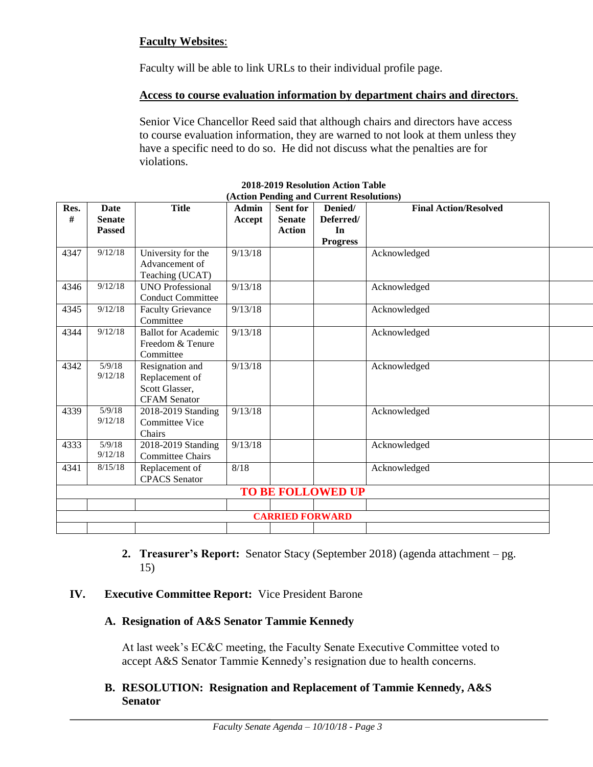**Faculty Websites**:

Faculty will be able to link URLs to their individual profile page.

**Access to course evaluation information by department chairs and directors**.

Senior Vice Chancellor Reed said that although chairs and directors have access to course evaluation information, they are warned to not look at them unless they have a specific need to do so. He did not discuss what the penalties are for violations.

**2018-2019 Resolution Action Table**
**(Action Pending and Current Resolutions)**

| Res. # | Date Senate Passed | Title | Admin Accept | Sent for Senate Action | Denied/ Deferred/ In Progress | Final Action/Resolved |
|---|---|---|---|---|---|---|
| 4347 | 9/12/18 | University for the Advancement of Teaching (UCAT) | 9/13/18 | | | Acknowledged |
| 4346 | 9/12/18 | UNO Professional Conduct Committee | 9/13/18 | | | Acknowledged |
| 4345 | 9/12/18 | Faculty Grievance Committee | 9/13/18 | | | Acknowledged |
| 4344 | 9/12/18 | Ballot for Academic Freedom & Tenure Committee | 9/13/18 | | | Acknowledged |
| 4342 | 5/9/18 9/12/18 | Resignation and Replacement of Scott Glasser, CFAM Senator | 9/13/18 | | | Acknowledged |
| 4339 | 5/9/18 9/12/18 | 2018-2019 Standing Committee Vice Chairs | 9/13/18 | | | Acknowledged |
| 4333 | 5/9/18 9/12/18 | 2018-2019 Standing Committee Chairs | 9/13/18 | | | Acknowledged |
| 4341 | 8/15/18 | Replacement of CPACS Senator | 8/18 | | | Acknowledged |
| **TO BE FOLLOWED UP** | | | | | | |
| | | | | | | |
| **CARRIED FORWARD** | | | | | | |
| | | | | | | |

2. **Treasurer's Report:** Senator Stacy (September 2018) (agenda attachment – pg. 15)

## IV. Executive Committee Report: Vice President Barone

### A. Resignation of A&S Senator Tammie Kennedy

At last week's EC&C meeting, the Faculty Senate Executive Committee voted to accept A&S Senator Tammie Kennedy's resignation due to health concerns.

### B. RESOLUTION: Resignation and Replacement of Tammie Kennedy, A&S Senator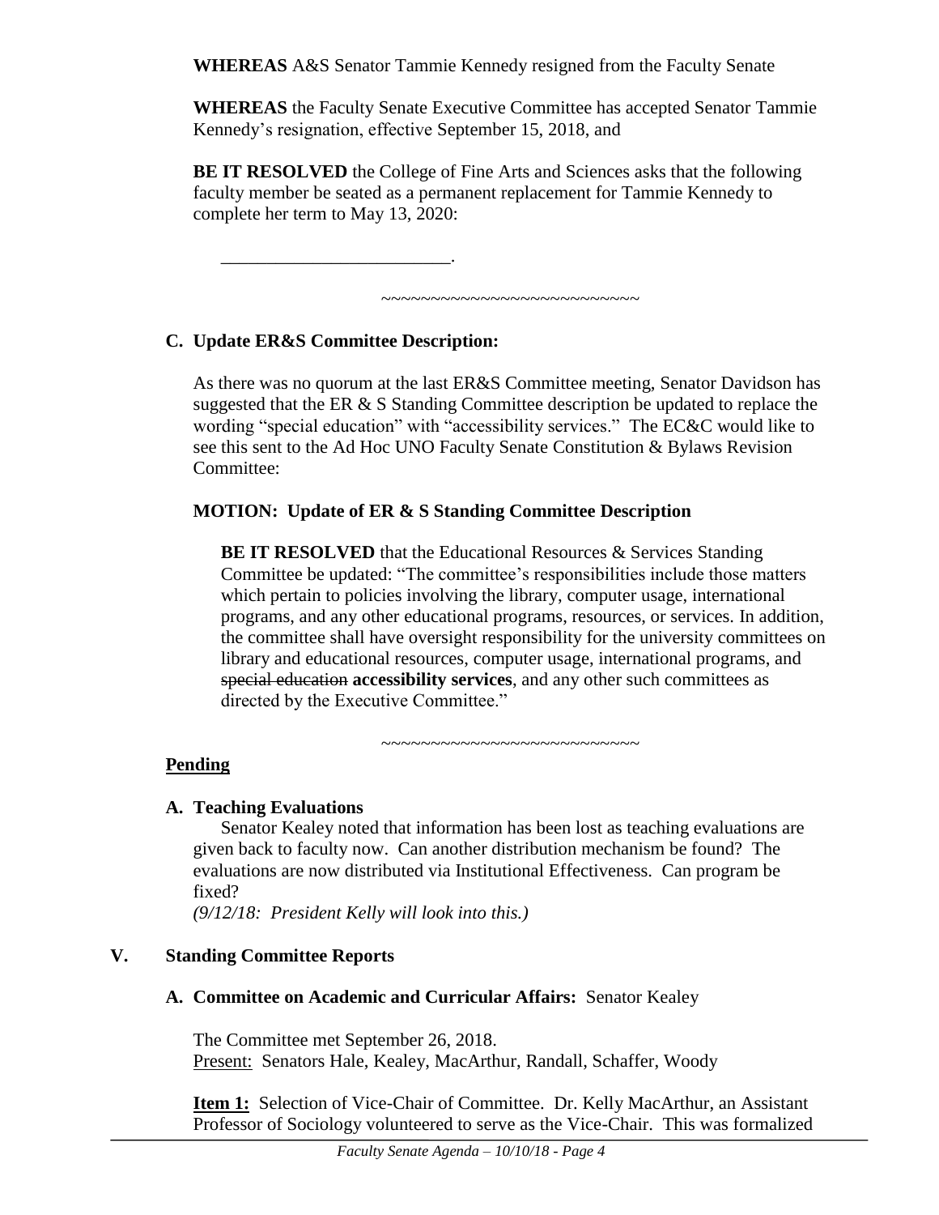**WHEREAS** A&S Senator Tammie Kennedy resigned from the Faculty Senate

**WHEREAS** the Faculty Senate Executive Committee has accepted Senator Tammie Kennedy's resignation, effective September 15, 2018, and

**BE IT RESOLVED** the College of Fine Arts and Sciences asks that the following faculty member be seated as a permanent replacement for Tammie Kennedy to complete her term to May 13, 2020:

_________________________.

~~~~~~~~~~~~~~~~~~~~~~~~~~~

**C. Update ER&S Committee Description:**

As there was no quorum at the last ER&S Committee meeting, Senator Davidson has suggested that the ER & S Standing Committee description be updated to replace the wording "special education" with "accessibility services." The EC&C would like to see this sent to the Ad Hoc UNO Faculty Senate Constitution & Bylaws Revision Committee:

**MOTION: Update of ER & S Standing Committee Description**

**BE IT RESOLVED** that the Educational Resources & Services Standing Committee be updated: "The committee's responsibilities include those matters which pertain to policies involving the library, computer usage, international programs, and any other educational programs, resources, or services. In addition, the committee shall have oversight responsibility for the university committees on library and educational resources, computer usage, international programs, and ~~special education~~ **accessibility services**, and any other such committees as directed by the Executive Committee."

~~~~~~~~~~~~~~~~~~~~~~~~~~~

**Pending**

**A. Teaching Evaluations**

Senator Kealey noted that information has been lost as teaching evaluations are given back to faculty now. Can another distribution mechanism be found? The evaluations are now distributed via Institutional Effectiveness. Can program be fixed?
*(9/12/18: President Kelly will look into this.)*

**V. Standing Committee Reports**

**A. Committee on Academic and Curricular Affairs:** Senator Kealey

The Committee met September 26, 2018.
Present: Senators Hale, Kealey, MacArthur, Randall, Schaffer, Woody

**Item 1:** Selection of Vice-Chair of Committee. Dr. Kelly MacArthur, an Assistant Professor of Sociology volunteered to serve as the Vice-Chair. This was formalized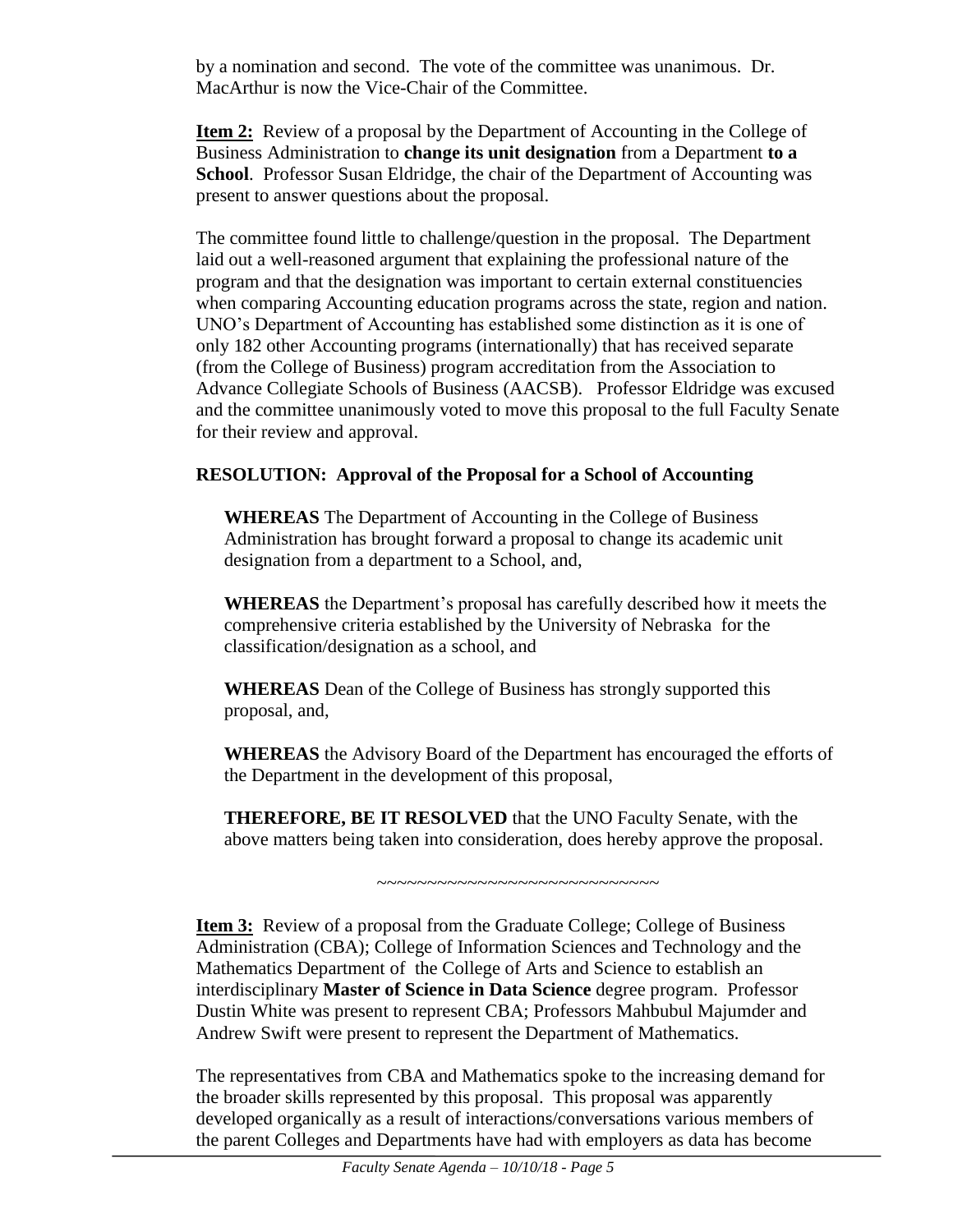by a nomination and second. The vote of the committee was unanimous. Dr. MacArthur is now the Vice-Chair of the Committee.

**Item 2:** Review of a proposal by the Department of Accounting in the College of Business Administration to **change its unit designation** from a Department **to a School**. Professor Susan Eldridge, the chair of the Department of Accounting was present to answer questions about the proposal.

The committee found little to challenge/question in the proposal. The Department laid out a well-reasoned argument that explaining the professional nature of the program and that the designation was important to certain external constituencies when comparing Accounting education programs across the state, region and nation. UNO's Department of Accounting has established some distinction as it is one of only 182 other Accounting programs (internationally) that has received separate (from the College of Business) program accreditation from the Association to Advance Collegiate Schools of Business (AACSB). Professor Eldridge was excused and the committee unanimously voted to move this proposal to the full Faculty Senate for their review and approval.

**RESOLUTION: Approval of the Proposal for a School of Accounting**

> **WHEREAS** The Department of Accounting in the College of Business Administration has brought forward a proposal to change its academic unit designation from a department to a School, and,
>
> **WHEREAS** the Department's proposal has carefully described how it meets the comprehensive criteria established by the University of Nebraska for the classification/designation as a school, and
>
> **WHEREAS** Dean of the College of Business has strongly supported this proposal, and,
>
> **WHEREAS** the Advisory Board of the Department has encouraged the efforts of the Department in the development of this proposal,
>
> **THEREFORE, BE IT RESOLVED** that the UNO Faculty Senate, with the above matters being taken into consideration, does hereby approve the proposal.

~~~~~~~~~~~~~~~~~~~~~~~~~~~~~~

**Item 3:** Review of a proposal from the Graduate College; College of Business Administration (CBA); College of Information Sciences and Technology and the Mathematics Department of the College of Arts and Science to establish an interdisciplinary **Master of Science in Data Science** degree program. Professor Dustin White was present to represent CBA; Professors Mahbubul Majumder and Andrew Swift were present to represent the Department of Mathematics.

The representatives from CBA and Mathematics spoke to the increasing demand for the broader skills represented by this proposal. This proposal was apparently developed organically as a result of interactions/conversations various members of the parent Colleges and Departments have had with employers as data has become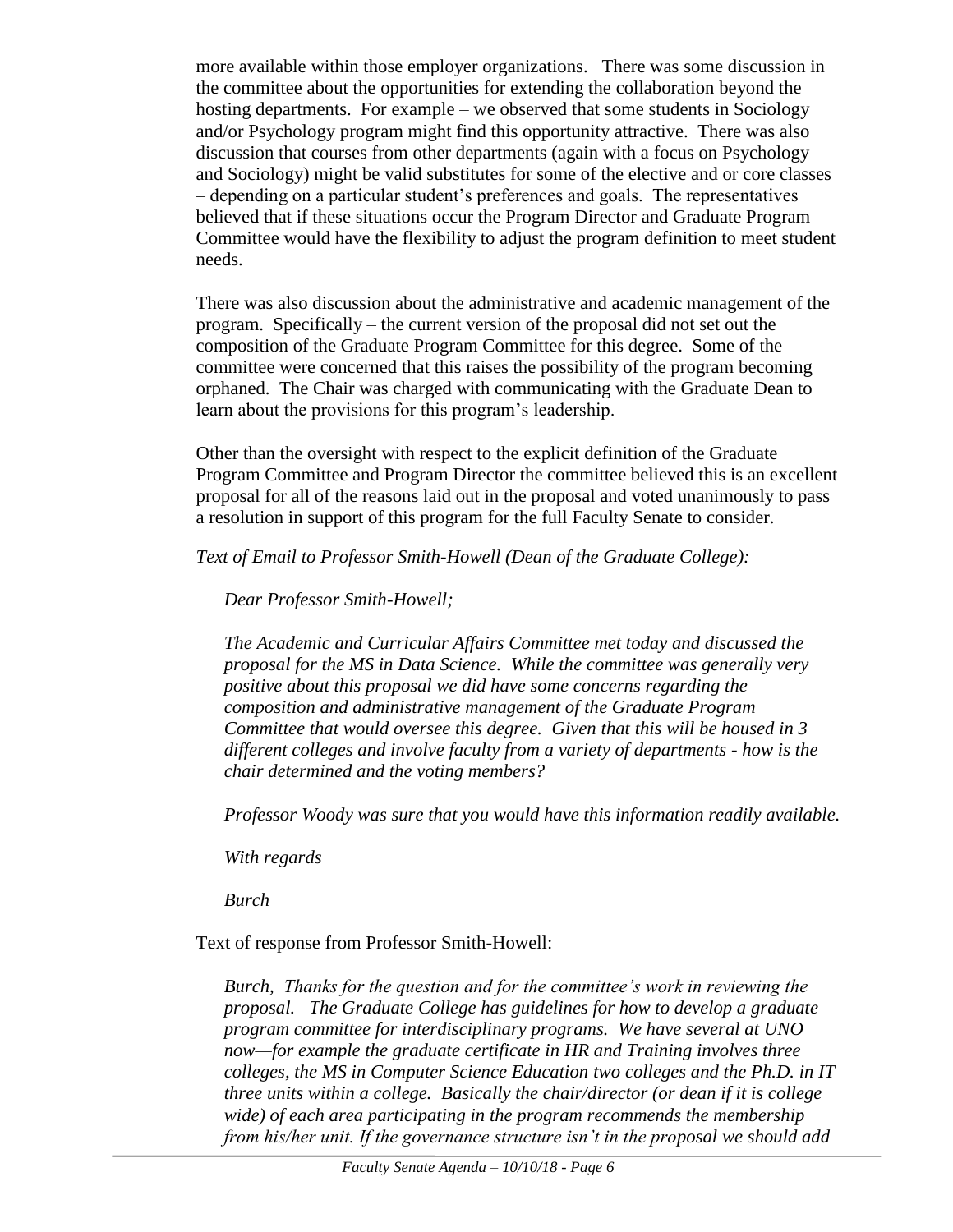more available within those employer organizations. There was some discussion in the committee about the opportunities for extending the collaboration beyond the hosting departments. For example – we observed that some students in Sociology and/or Psychology program might find this opportunity attractive. There was also discussion that courses from other departments (again with a focus on Psychology and Sociology) might be valid substitutes for some of the elective and or core classes – depending on a particular student's preferences and goals. The representatives believed that if these situations occur the Program Director and Graduate Program Committee would have the flexibility to adjust the program definition to meet student needs.

There was also discussion about the administrative and academic management of the program. Specifically – the current version of the proposal did not set out the composition of the Graduate Program Committee for this degree. Some of the committee were concerned that this raises the possibility of the program becoming orphaned. The Chair was charged with communicating with the Graduate Dean to learn about the provisions for this program's leadership.

Other than the oversight with respect to the explicit definition of the Graduate Program Committee and Program Director the committee believed this is an excellent proposal for all of the reasons laid out in the proposal and voted unanimously to pass a resolution in support of this program for the full Faculty Senate to consider.

*Text of Email to Professor Smith-Howell (Dean of the Graduate College):*

> *Dear Professor Smith-Howell;*
>
> *The Academic and Curricular Affairs Committee met today and discussed the proposal for the MS in Data Science. While the committee was generally very positive about this proposal we did have some concerns regarding the composition and administrative management of the Graduate Program Committee that would oversee this degree. Given that this will be housed in 3 different colleges and involve faculty from a variety of departments - how is the chair determined and the voting members?*
>
> *Professor Woody was sure that you would have this information readily available.*
>
> *With regards*
>
> *Burch*

Text of response from Professor Smith-Howell:

> *Burch, Thanks for the question and for the committee's work in reviewing the proposal. The Graduate College has guidelines for how to develop a graduate program committee for interdisciplinary programs. We have several at UNO now—for example the graduate certificate in HR and Training involves three colleges, the MS in Computer Science Education two colleges and the Ph.D. in IT three units within a college. Basically the chair/director (or dean if it is college wide) of each area participating in the program recommends the membership from his/her unit. If the governance structure isn't in the proposal we should add*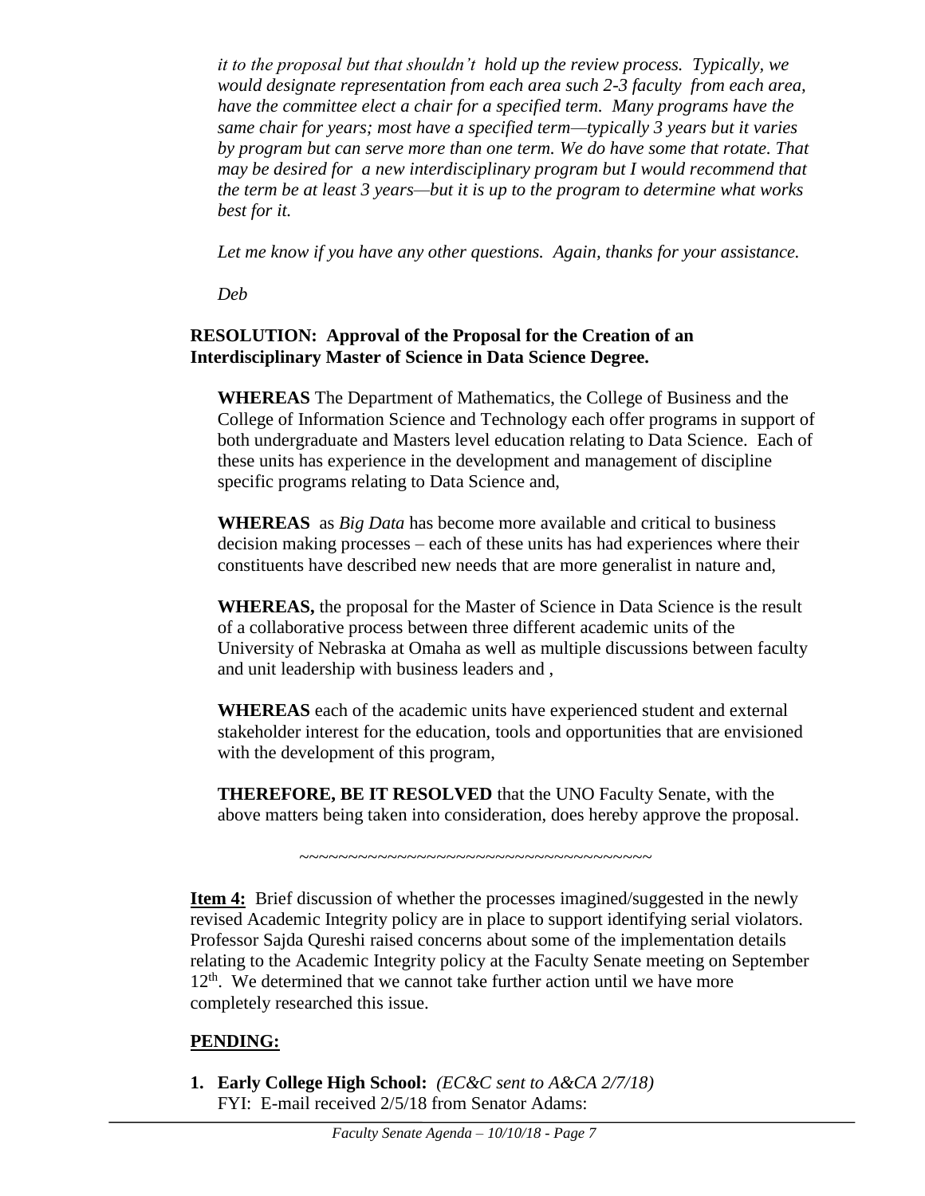*it to the proposal but that shouldn't hold up the review process. Typically, we would designate representation from each area such 2-3 faculty from each area, have the committee elect a chair for a specified term. Many programs have the same chair for years; most have a specified term—typically 3 years but it varies by program but can serve more than one term. We do have some that rotate. That may be desired for a new interdisciplinary program but I would recommend that the term be at least 3 years—but it is up to the program to determine what works best for it.*

*Let me know if you have any other questions. Again, thanks for your assistance.*

*Deb*

**RESOLUTION: Approval of the Proposal for the Creation of an Interdisciplinary Master of Science in Data Science Degree.**

**WHEREAS** The Department of Mathematics, the College of Business and the College of Information Science and Technology each offer programs in support of both undergraduate and Masters level education relating to Data Science. Each of these units has experience in the development and management of discipline specific programs relating to Data Science and,

**WHEREAS** as *Big Data* has become more available and critical to business decision making processes – each of these units has had experiences where their constituents have described new needs that are more generalist in nature and,

**WHEREAS,** the proposal for the Master of Science in Data Science is the result of a collaborative process between three different academic units of the University of Nebraska at Omaha as well as multiple discussions between faculty and unit leadership with business leaders and ,

**WHEREAS** each of the academic units have experienced student and external stakeholder interest for the education, tools and opportunities that are envisioned with the development of this program,

**THEREFORE, BE IT RESOLVED** that the UNO Faculty Senate, with the above matters being taken into consideration, does hereby approve the proposal.

~~~~~~~~~~~~~~~~~~~~~~~~~~~~~~~~~~~~~~

**Item 4:** Brief discussion of whether the processes imagined/suggested in the newly revised Academic Integrity policy are in place to support identifying serial violators. Professor Sajda Qureshi raised concerns about some of the implementation details relating to the Academic Integrity policy at the Faculty Senate meeting on September 12th. We determined that we cannot take further action until we have more completely researched this issue.

## PENDING:

1. **Early College High School:** *(EC&C sent to A&CA 2/7/18)*
   FYI: E-mail received 2/5/18 from Senator Adams: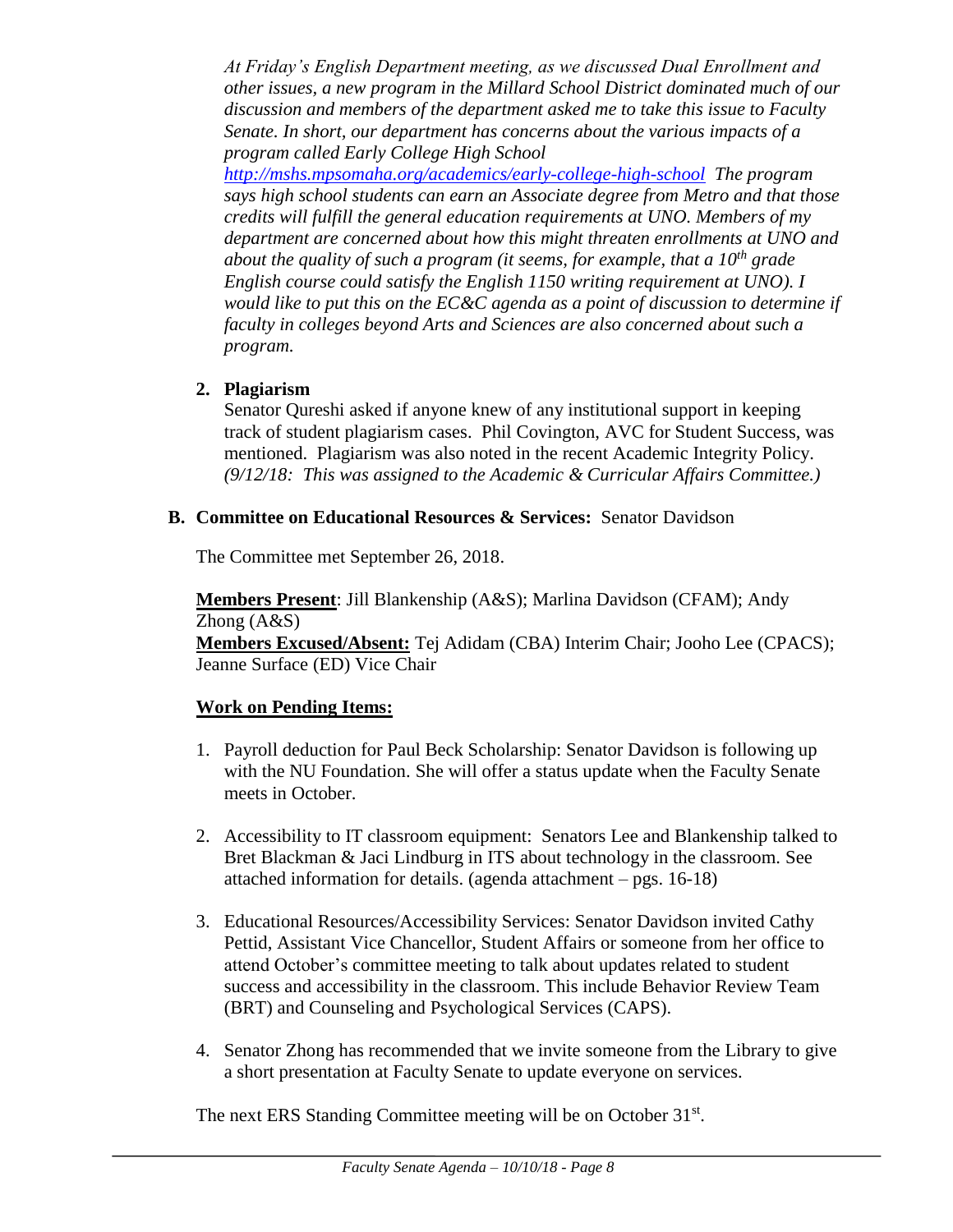*At Friday's English Department meeting, as we discussed Dual Enrollment and other issues, a new program in the Millard School District dominated much of our discussion and members of the department asked me to take this issue to Faculty Senate. In short, our department has concerns about the various impacts of a program called Early College High School [http://mshs.mpsomaha.org/academics/early-college-high-school](http://mshs.mpsomaha.org/academics/early-college-high-school) The program says high school students can earn an Associate degree from Metro and that those credits will fulfill the general education requirements at UNO. Members of my department are concerned about how this might threaten enrollments at UNO and about the quality of such a program (it seems, for example, that a 10th grade English course could satisfy the English 1150 writing requirement at UNO). I would like to put this on the EC&C agenda as a point of discussion to determine if faculty in colleges beyond Arts and Sciences are also concerned about such a program.*

2. **Plagiarism**

   Senator Qureshi asked if anyone knew of any institutional support in keeping track of student plagiarism cases. Phil Covington, AVC for Student Success, was mentioned. Plagiarism was also noted in the recent Academic Integrity Policy. *(9/12/18: This was assigned to the Academic & Curricular Affairs Committee.)*

**B. Committee on Educational Resources & Services:** Senator Davidson

The Committee met September 26, 2018.

**Members Present**: Jill Blankenship (A&S); Marlina Davidson (CFAM); Andy Zhong (A&S)
**Members Excused/Absent:** Tej Adidam (CBA) Interim Chair; Jooho Lee (CPACS); Jeanne Surface (ED) Vice Chair

**Work on Pending Items:**

1. Payroll deduction for Paul Beck Scholarship: Senator Davidson is following up with the NU Foundation. She will offer a status update when the Faculty Senate meets in October.

2. Accessibility to IT classroom equipment: Senators Lee and Blankenship talked to Bret Blackman & Jaci Lindburg in ITS about technology in the classroom. See attached information for details. (agenda attachment – pgs. 16-18)

3. Educational Resources/Accessibility Services: Senator Davidson invited Cathy Pettid, Assistant Vice Chancellor, Student Affairs or someone from her office to attend October's committee meeting to talk about updates related to student success and accessibility in the classroom. This include Behavior Review Team (BRT) and Counseling and Psychological Services (CAPS).

4. Senator Zhong has recommended that we invite someone from the Library to give a short presentation at Faculty Senate to update everyone on services.

The next ERS Standing Committee meeting will be on October 31st.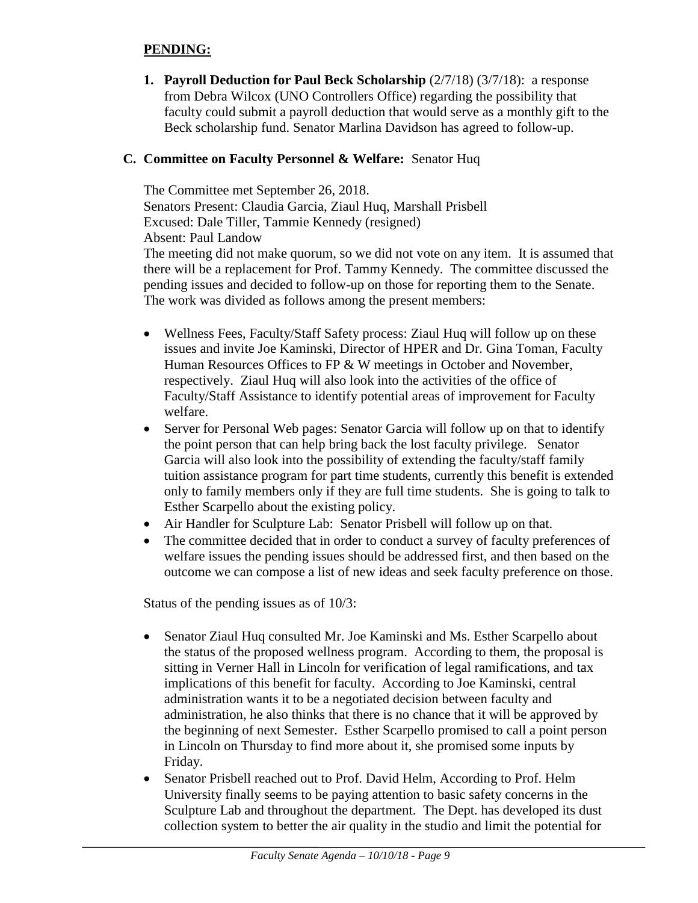**PENDING:**

1. **Payroll Deduction for Paul Beck Scholarship** (2/7/18) (3/7/18): a response from Debra Wilcox (UNO Controllers Office) regarding the possibility that faculty could submit a payroll deduction that would serve as a monthly gift to the Beck scholarship fund. Senator Marlina Davidson has agreed to follow-up.

**C. Committee on Faculty Personnel & Welfare:** Senator Huq

The Committee met September 26, 2018.
Senators Present: Claudia Garcia, Ziaul Huq, Marshall Prisbell
Excused: Dale Tiller, Tammie Kennedy (resigned)
Absent: Paul Landow

The meeting did not make quorum, so we did not vote on any item. It is assumed that there will be a replacement for Prof. Tammy Kennedy. The committee discussed the pending issues and decided to follow-up on those for reporting them to the Senate. The work was divided as follows among the present members:

- Wellness Fees, Faculty/Staff Safety process: Ziaul Huq will follow up on these issues and invite Joe Kaminski, Director of HPER and Dr. Gina Toman, Faculty Human Resources Offices to FP & W meetings in October and November, respectively. Ziaul Huq will also look into the activities of the office of Faculty/Staff Assistance to identify potential areas of improvement for Faculty welfare.
- Server for Personal Web pages: Senator Garcia will follow up on that to identify the point person that can help bring back the lost faculty privilege. Senator Garcia will also look into the possibility of extending the faculty/staff family tuition assistance program for part time students, currently this benefit is extended only to family members only if they are full time students. She is going to talk to Esther Scarpello about the existing policy.
- Air Handler for Sculpture Lab: Senator Prisbell will follow up on that.
- The committee decided that in order to conduct a survey of faculty preferences of welfare issues the pending issues should be addressed first, and then based on the outcome we can compose a list of new ideas and seek faculty preference on those.

Status of the pending issues as of 10/3:

- Senator Ziaul Huq consulted Mr. Joe Kaminski and Ms. Esther Scarpello about the status of the proposed wellness program. According to them, the proposal is sitting in Verner Hall in Lincoln for verification of legal ramifications, and tax implications of this benefit for faculty. According to Joe Kaminski, central administration wants it to be a negotiated decision between faculty and administration, he also thinks that there is no chance that it will be approved by the beginning of next Semester. Esther Scarpello promised to call a point person in Lincoln on Thursday to find more about it, she promised some inputs by Friday.
- Senator Prisbell reached out to Prof. David Helm, According to Prof. Helm University finally seems to be paying attention to basic safety concerns in the Sculpture Lab and throughout the department. The Dept. has developed its dust collection system to better the air quality in the studio and limit the potential for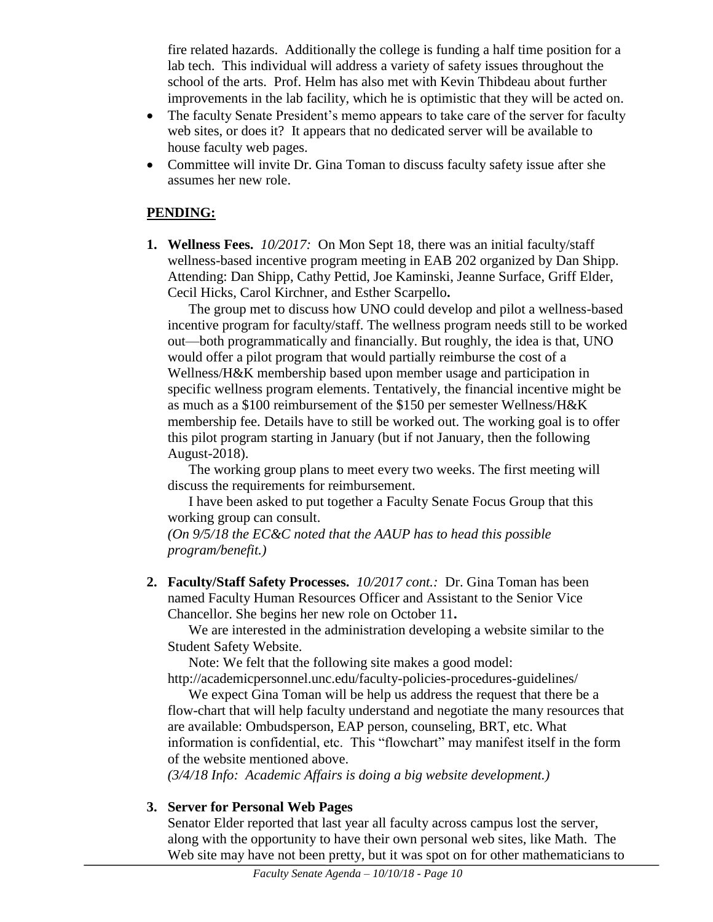fire related hazards. Additionally the college is funding a half time position for a lab tech. This individual will address a variety of safety issues throughout the school of the arts. Prof. Helm has also met with Kevin Thibdeau about further improvements in the lab facility, which he is optimistic that they will be acted on.

- The faculty Senate President's memo appears to take care of the server for faculty web sites, or does it? It appears that no dedicated server will be available to house faculty web pages.
- Committee will invite Dr. Gina Toman to discuss faculty safety issue after she assumes her new role.

## PENDING:

**1. Wellness Fees.** *10/2017:* On Mon Sept 18, there was an initial faculty/staff wellness-based incentive program meeting in EAB 202 organized by Dan Shipp. Attending: Dan Shipp, Cathy Pettid, Joe Kaminski, Jeanne Surface, Griff Elder, Cecil Hicks, Carol Kirchner, and Esther Scarpello**.**

The group met to discuss how UNO could develop and pilot a wellness-based incentive program for faculty/staff. The wellness program needs still to be worked out—both programmatically and financially. But roughly, the idea is that, UNO would offer a pilot program that would partially reimburse the cost of a Wellness/H&K membership based upon member usage and participation in specific wellness program elements. Tentatively, the financial incentive might be as much as a $100 reimbursement of the $150 per semester Wellness/H&K membership fee. Details have to still be worked out. The working goal is to offer this pilot program starting in January (but if not January, then the following August-2018).

The working group plans to meet every two weeks. The first meeting will discuss the requirements for reimbursement.

I have been asked to put together a Faculty Senate Focus Group that this working group can consult.

*(On 9/5/18 the EC&C noted that the AAUP has to head this possible program/benefit.)*

**2. Faculty/Staff Safety Processes.** *10/2017 cont.:* Dr. Gina Toman has been named Faculty Human Resources Officer and Assistant to the Senior Vice Chancellor. She begins her new role on October 11**.**

We are interested in the administration developing a website similar to the Student Safety Website.

Note: We felt that the following site makes a good model: http://academicpersonnel.unc.edu/faculty-policies-procedures-guidelines/

We expect Gina Toman will be help us address the request that there be a flow-chart that will help faculty understand and negotiate the many resources that are available: Ombudsperson, EAP person, counseling, BRT, etc. What information is confidential, etc. This "flowchart" may manifest itself in the form of the website mentioned above.

*(3/4/18 Info: Academic Affairs is doing a big website development.)*

**3. Server for Personal Web Pages**

Senator Elder reported that last year all faculty across campus lost the server, along with the opportunity to have their own personal web sites, like Math. The Web site may have not been pretty, but it was spot on for other mathematicians to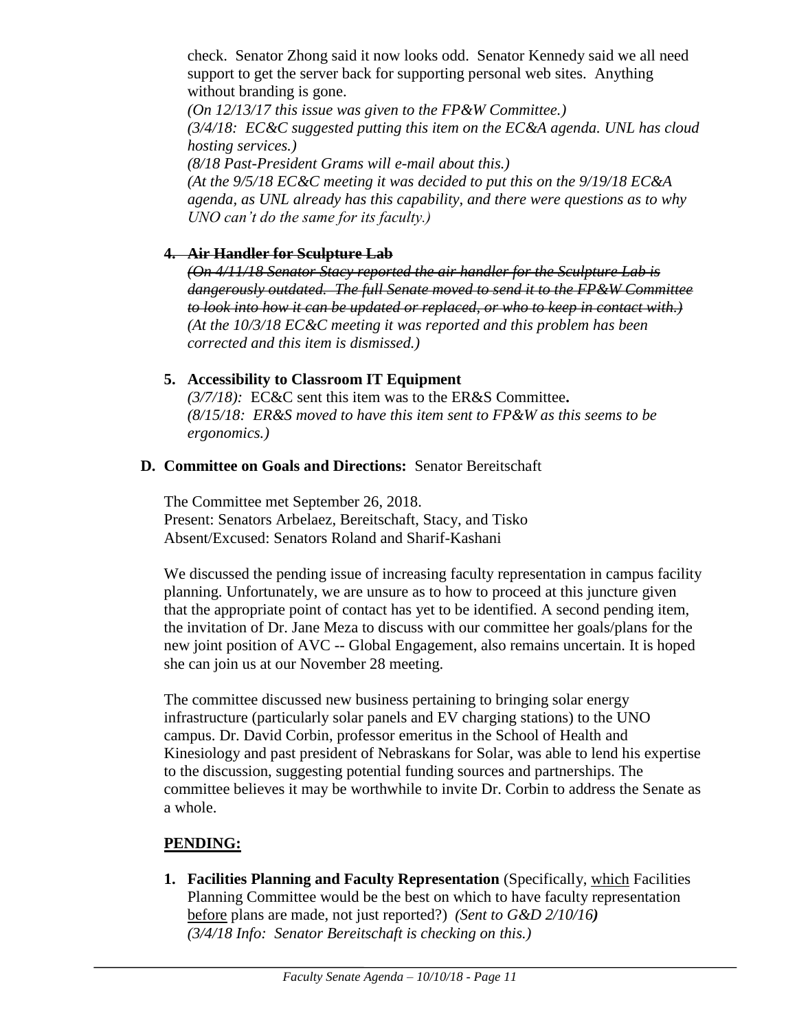check. Senator Zhong said it now looks odd. Senator Kennedy said we all need support to get the server back for supporting personal web sites. Anything without branding is gone.
*(On 12/13/17 this issue was given to the FP&W Committee.)*
*(3/4/18: EC&C suggested putting this item on the EC&A agenda. UNL has cloud hosting services.)*
*(8/18 Past-President Grams will e-mail about this.)*
*(At the 9/5/18 EC&C meeting it was decided to put this on the 9/19/18 EC&A agenda, as UNL already has this capability, and there were questions as to why UNO can't do the same for its faculty.)*

4. ~~**Air Handler for Sculpture Lab**~~
~~*(On 4/11/18 Senator Stacy reported the air handler for the Sculpture Lab is dangerously outdated. The full Senate moved to send it to the FP&W Committee to look into how it can be updated or replaced, or who to keep in contact with.)*~~
*(At the 10/3/18 EC&C meeting it was reported and this problem has been corrected and this item is dismissed.)*

5. **Accessibility to Classroom IT Equipment**
*(3/7/18):* EC&C sent this item was to the ER&S Committee**.**
*(8/15/18: ER&S moved to have this item sent to FP&W as this seems to be ergonomics.)*

**D. Committee on Goals and Directions:** Senator Bereitschaft

The Committee met September 26, 2018.
Present: Senators Arbelaez, Bereitschaft, Stacy, and Tisko
Absent/Excused: Senators Roland and Sharif-Kashani

We discussed the pending issue of increasing faculty representation in campus facility planning. Unfortunately, we are unsure as to how to proceed at this juncture given that the appropriate point of contact has yet to be identified. A second pending item, the invitation of Dr. Jane Meza to discuss with our committee her goals/plans for the new joint position of AVC -- Global Engagement, also remains uncertain. It is hoped she can join us at our November 28 meeting.

The committee discussed new business pertaining to bringing solar energy infrastructure (particularly solar panels and EV charging stations) to the UNO campus. Dr. David Corbin, professor emeritus in the School of Health and Kinesiology and past president of Nebraskans for Solar, was able to lend his expertise to the discussion, suggesting potential funding sources and partnerships. The committee believes it may be worthwhile to invite Dr. Corbin to address the Senate as a whole.

**PENDING:**

1. **Facilities Planning and Faculty Representation** (Specifically, which Facilities Planning Committee would be the best on which to have faculty representation before plans are made, not just reported?) *(Sent to G&D 2/10/16)*
*(3/4/18 Info: Senator Bereitschaft is checking on this.)*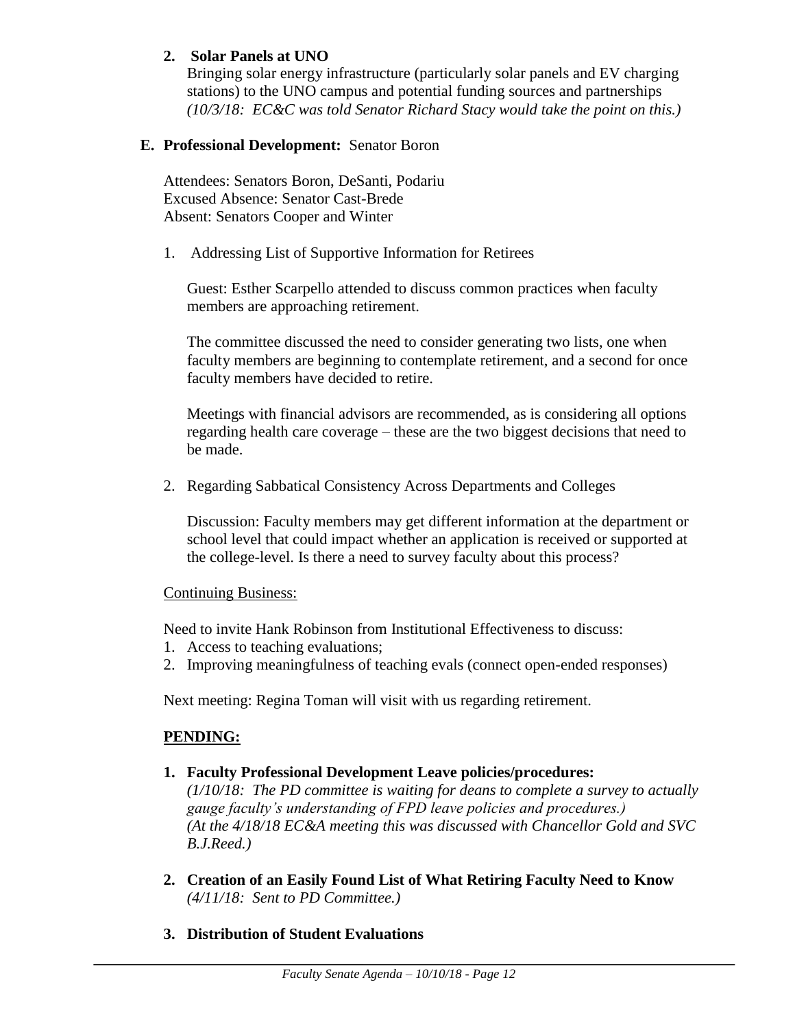2. **Solar Panels at UNO**
   Bringing solar energy infrastructure (particularly solar panels and EV charging stations) to the UNO campus and potential funding sources and partnerships
   *(10/3/18: EC&C was told Senator Richard Stacy would take the point on this.)*

**E. Professional Development:** Senator Boron

Attendees: Senators Boron, DeSanti, Podariu
Excused Absence: Senator Cast-Brede
Absent: Senators Cooper and Winter

1. Addressing List of Supportive Information for Retirees

   Guest: Esther Scarpello attended to discuss common practices when faculty members are approaching retirement.

   The committee discussed the need to consider generating two lists, one when faculty members are beginning to contemplate retirement, and a second for once faculty members have decided to retire.

   Meetings with financial advisors are recommended, as is considering all options regarding health care coverage – these are the two biggest decisions that need to be made.

2. Regarding Sabbatical Consistency Across Departments and Colleges

   Discussion: Faculty members may get different information at the department or school level that could impact whether an application is received or supported at the college-level. Is there a need to survey faculty about this process?

<u>Continuing Business:</u>

Need to invite Hank Robinson from Institutional Effectiveness to discuss:
1. Access to teaching evaluations;
2. Improving meaningfulness of teaching evals (connect open-ended responses)

Next meeting: Regina Toman will visit with us regarding retirement.

## PENDING:

1. **Faculty Professional Development Leave policies/procedures:**
   *(1/10/18: The PD committee is waiting for deans to complete a survey to actually gauge faculty's understanding of FPD leave policies and procedures.)*
   *(At the 4/18/18 EC&A meeting this was discussed with Chancellor Gold and SVC B.J.Reed.)*

2. **Creation of an Easily Found List of What Retiring Faculty Need to Know**
   *(4/11/18: Sent to PD Committee.)*

3. **Distribution of Student Evaluations**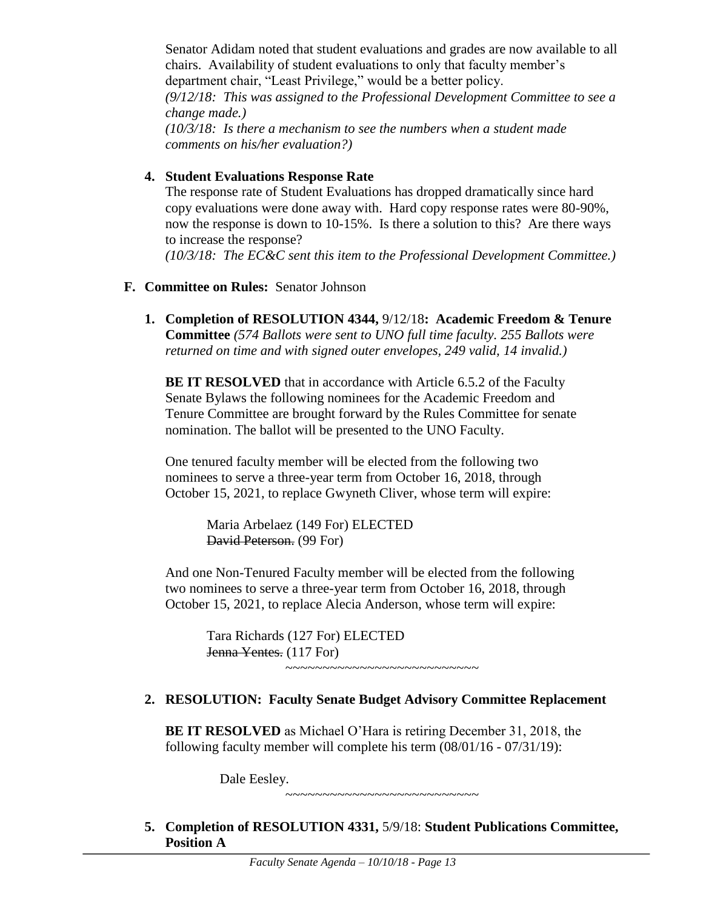Senator Adidam noted that student evaluations and grades are now available to all chairs. Availability of student evaluations to only that faculty member's department chair, "Least Privilege," would be a better policy.
*(9/12/18: This was assigned to the Professional Development Committee to see a change made.)*
*(10/3/18: Is there a mechanism to see the numbers when a student made comments on his/her evaluation?)*

**4. Student Evaluations Response Rate**

The response rate of Student Evaluations has dropped dramatically since hard copy evaluations were done away with. Hard copy response rates were 80-90%, now the response is down to 10-15%. Is there a solution to this? Are there ways to increase the response?
*(10/3/18: The EC&C sent this item to the Professional Development Committee.)*

**F. Committee on Rules:** Senator Johnson

**1. Completion of RESOLUTION 4344,** 9/12/18**: Academic Freedom & Tenure Committee** *(574 Ballots were sent to UNO full time faculty. 255 Ballots were returned on time and with signed outer envelopes, 249 valid, 14 invalid.)*

**BE IT RESOLVED** that in accordance with Article 6.5.2 of the Faculty Senate Bylaws the following nominees for the Academic Freedom and Tenure Committee are brought forward by the Rules Committee for senate nomination. The ballot will be presented to the UNO Faculty.

One tenured faculty member will be elected from the following two nominees to serve a three-year term from October 16, 2018, through October 15, 2021, to replace Gwyneth Cliver, whose term will expire:

Maria Arbelaez (149 For) ELECTED
~~David Peterson.~~ (99 For)

And one Non-Tenured Faculty member will be elected from the following two nominees to serve a three-year term from October 16, 2018, through October 15, 2021, to replace Alecia Anderson, whose term will expire:

Tara Richards (127 For) ELECTED
~~Jenna Yentes.~~ (117 For)

~~~~~~~~~~~~~~~~~~~~~~~~~~

**2. RESOLUTION: Faculty Senate Budget Advisory Committee Replacement**

**BE IT RESOLVED** as Michael O'Hara is retiring December 31, 2018, the following faculty member will complete his term (08/01/16 - 07/31/19):

Dale Eesley.

~~~~~~~~~~~~~~~~~~~~~~~~~~

**5. Completion of RESOLUTION 4331,** 5/9/18: **Student Publications Committee, Position A**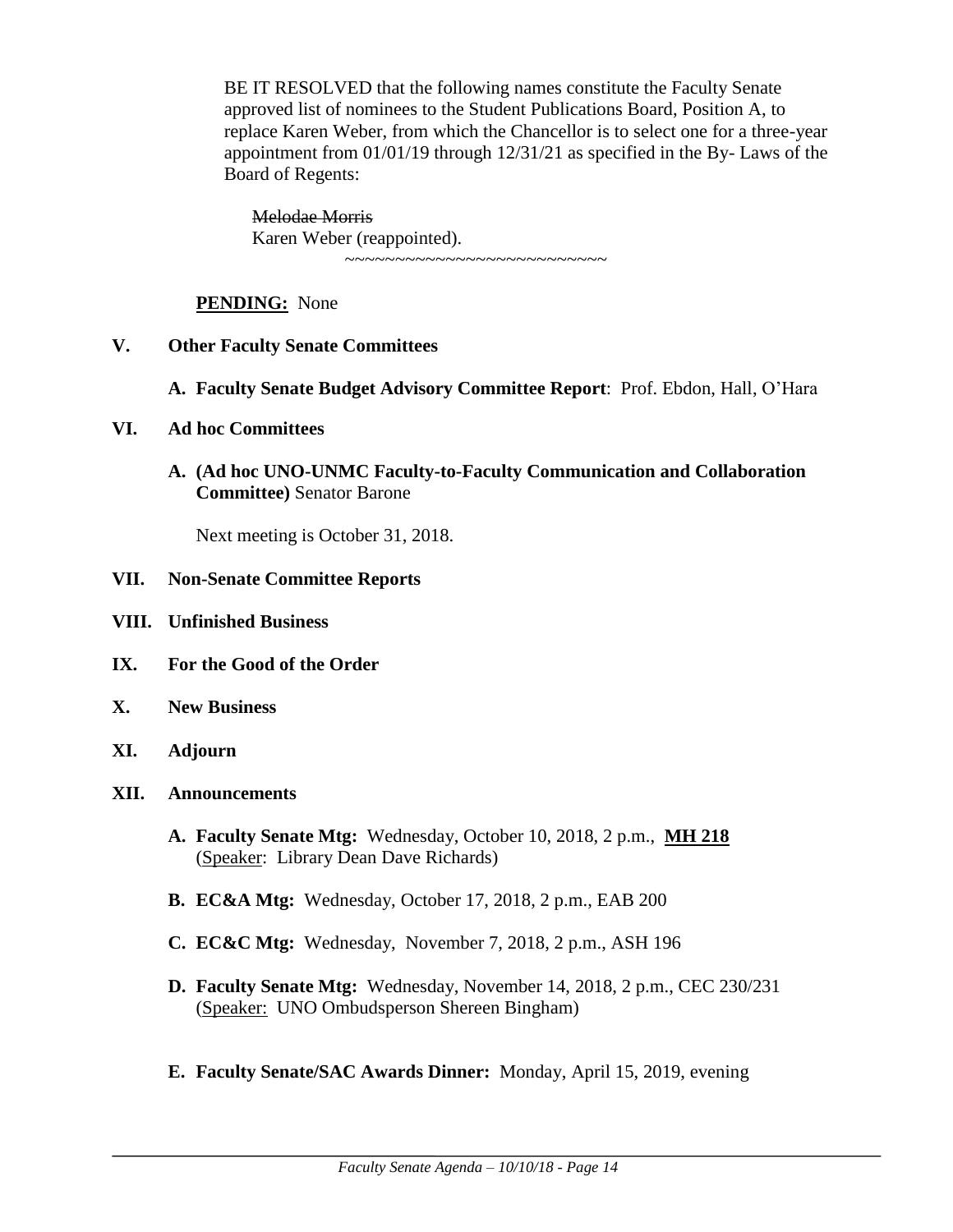BE IT RESOLVED that the following names constitute the Faculty Senate approved list of nominees to the Student Publications Board, Position A, to replace Karen Weber, from which the Chancellor is to select one for a three-year appointment from 01/01/19 through 12/31/21 as specified in the By- Laws of the Board of Regents:

~~Melodae Morris~~
Karen Weber (reappointed).

~~~~~~~~~~~~~~~~~~~~~~~~~~~~

**PENDING:** None

**V. Other Faculty Senate Committees**

**A. Faculty Senate Budget Advisory Committee Report**: Prof. Ebdon, Hall, O'Hara

**VI. Ad hoc Committees**

**A. (Ad hoc UNO-UNMC Faculty-to-Faculty Communication and Collaboration Committee)** Senator Barone

Next meeting is October 31, 2018.

**VII. Non-Senate Committee Reports**

**VIII. Unfinished Business**

**IX. For the Good of the Order**

**X. New Business**

**XI. Adjourn**

**XII. Announcements**

**A. Faculty Senate Mtg:** Wednesday, October 10, 2018, 2 p.m., **MH 218** (Speaker: Library Dean Dave Richards)

**B. EC&A Mtg:** Wednesday, October 17, 2018, 2 p.m., EAB 200

**C. EC&C Mtg:** Wednesday, November 7, 2018, 2 p.m., ASH 196

**D. Faculty Senate Mtg:** Wednesday, November 14, 2018, 2 p.m., CEC 230/231 (Speaker: UNO Ombudsperson Shereen Bingham)

**E. Faculty Senate/SAC Awards Dinner:** Monday, April 15, 2019, evening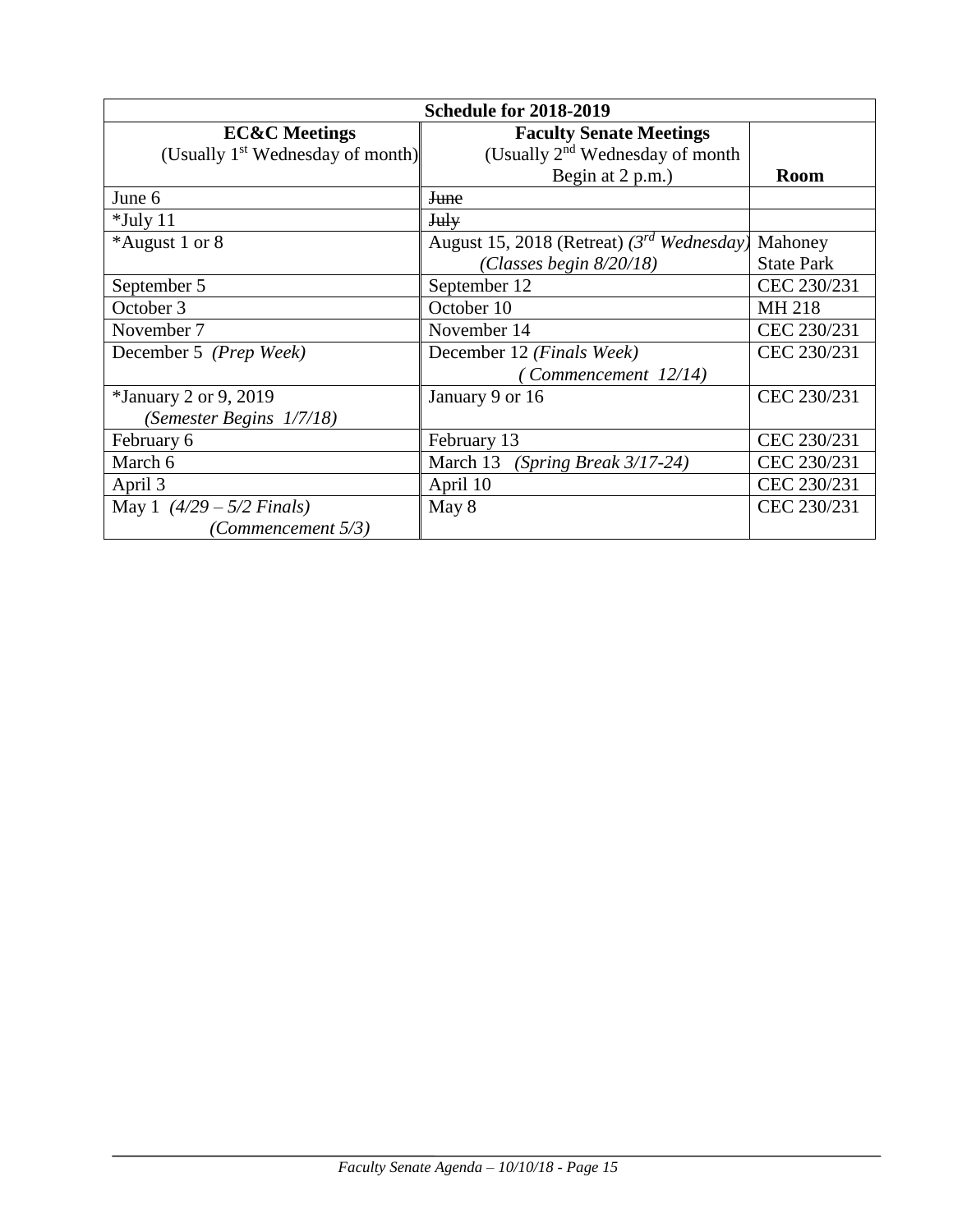| Schedule for 2018-2019 | | |
|---|---|---|
| **EC&C Meetings** (Usually 1st Wednesday of month) | **Faculty Senate Meetings** (Usually 2nd Wednesday of month Begin at 2 p.m.) | **Room** |
| June 6 | ~~June~~ | |
| *July 11 | ~~July~~ | |
| *August 1 or 8 | August 15, 2018 (Retreat) *(3rd Wednesday)* *(Classes begin 8/20/18)* | Mahoney State Park |
| September 5 | September 12 | CEC 230/231 |
| October 3 | October 10 | MH 218 |
| November 7 | November 14 | CEC 230/231 |
| December 5 *(Prep Week)* | December 12 *(Finals Week)* *(Commencement 12/14)* | CEC 230/231 |
| *January 2 or 9, 2019 *(Semester Begins 1/7/18)* | January 9 or 16 | CEC 230/231 |
| February 6 | February 13 | CEC 230/231 |
| March 6 | March 13 *(Spring Break 3/17-24)* | CEC 230/231 |
| April 3 | April 10 | CEC 230/231 |
| May 1 *(4/29 – 5/2 Finals)* *(Commencement 5/3)* | May 8 | CEC 230/231 |